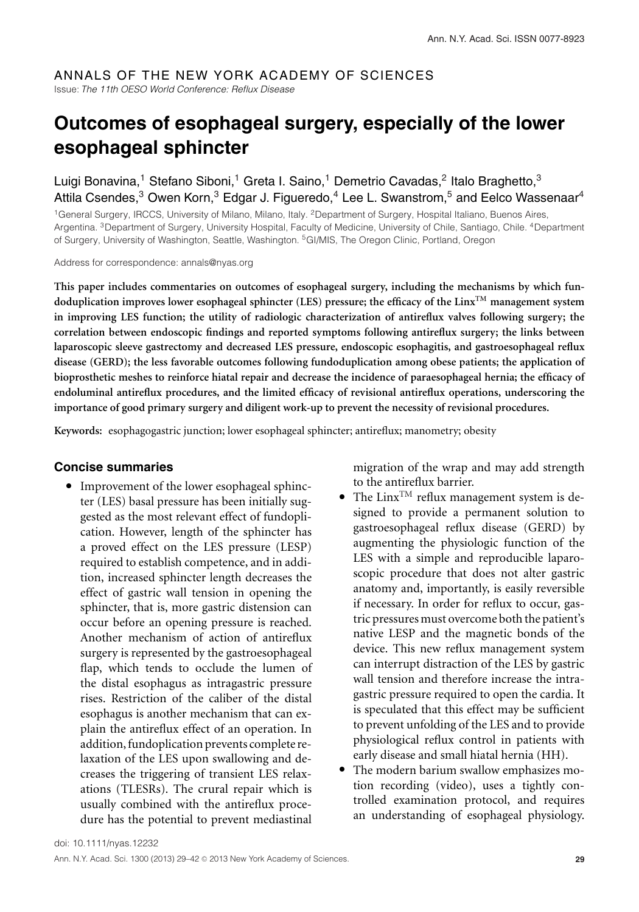ANNALS OF THE NEW YORK ACADEMY OF SCIENCES

*Issue: The 11th OESO World Conference: Reflux Disease*

# Outcomes of esophageal surgery, especially of the lower esophageal sphincter

Luigi Bonavina,[1] Stefano Siboni,[1] Greta I. Saino,[1] Demetrio Cavadas,[2] Italo Braghetto,[3] Attila Csendes,[3] Owen Korn,[3] Edgar J. Figueredo,[4] Lee L. Swanstrom,[5] and Eelco Wassenaar[4]

[1]General Surgery, IRCCS, University of Milano, Milano, Italy. [2]Department of Surgery, Hospital Italiano, Buenos Aires, Argentina. [3]Department of Surgery, University Hospital, Faculty of Medicine, University of Chile, Santiago, Chile. [4]Department of Surgery, University of Washington, Seattle, Washington. [5]GI/MIS, The Oregon Clinic, Portland, Oregon

Address for correspondence: annals@nyas.org

**This paper includes commentaries on outcomes of esophageal surgery, including the mechanisms by which fundoduplication improves lower esophageal sphincter (LES) pressure; the efficacy of the Linx™ management system in improving LES function; the utility of radiologic characterization of antireflux valves following surgery; the correlation between endoscopic findings and reported symptoms following antireflux surgery; the links between laparoscopic sleeve gastrectomy and decreased LES pressure, endoscopic esophagitis, and gastroesophageal reflux disease (GERD); the less favorable outcomes following fundoduplication among obese patients; the application of bioprosthetic meshes to reinforce hiatal repair and decrease the incidence of paraesophageal hernia; the efficacy of endoluminal antireflux procedures, and the limited efficacy of revisional antireflux operations, underscoring the importance of good primary surgery and diligent work-up to prevent the necessity of revisional procedures.**

**Keywords:** esophagogastric junction; lower esophageal sphincter; antireflux; manometry; obesity

## Concise summaries

- Improvement of the lower esophageal sphincter (LES) basal pressure has been initially suggested as the most relevant effect of fundoplication. However, length of the sphincter has a proved effect on the LES pressure (LESP) required to establish competence, and in addition, increased sphincter length decreases the effect of gastric wall tension in opening the sphincter, that is, more gastric distension can occur before an opening pressure is reached. Another mechanism of action of antireflux surgery is represented by the gastroesophageal flap, which tends to occlude the lumen of the distal esophagus as intragastric pressure rises. Restriction of the caliber of the distal esophagus is another mechanism that can explain the antireflux effect of an operation. In addition, fundoplication prevents complete relaxation of the LES upon swallowing and decreases the triggering of transient LES relaxations (TLESRs). The crural repair which is usually combined with the antireflux procedure has the potential to prevent mediastinal migration of the wrap and may add strength to the antireflux barrier.
- The Linx™ reflux management system is designed to provide a permanent solution to gastroesophageal reflux disease (GERD) by augmenting the physiologic function of the LES with a simple and reproducible laparoscopic procedure that does not alter gastric anatomy and, importantly, is easily reversible if necessary. In order for reflux to occur, gastric pressures must overcome both the patient's native LESP and the magnetic bonds of the device. This new reflux management system can interrupt distraction of the LES by gastric wall tension and therefore increase the intragastric pressure required to open the cardia. It is speculated that this effect may be sufficient to prevent unfolding of the LES and to provide physiological reflux control in patients with early disease and small hiatal hernia (HH).
- The modern barium swallow emphasizes motion recording (video), uses a tightly controlled examination protocol, and requires an understanding of esophageal physiology.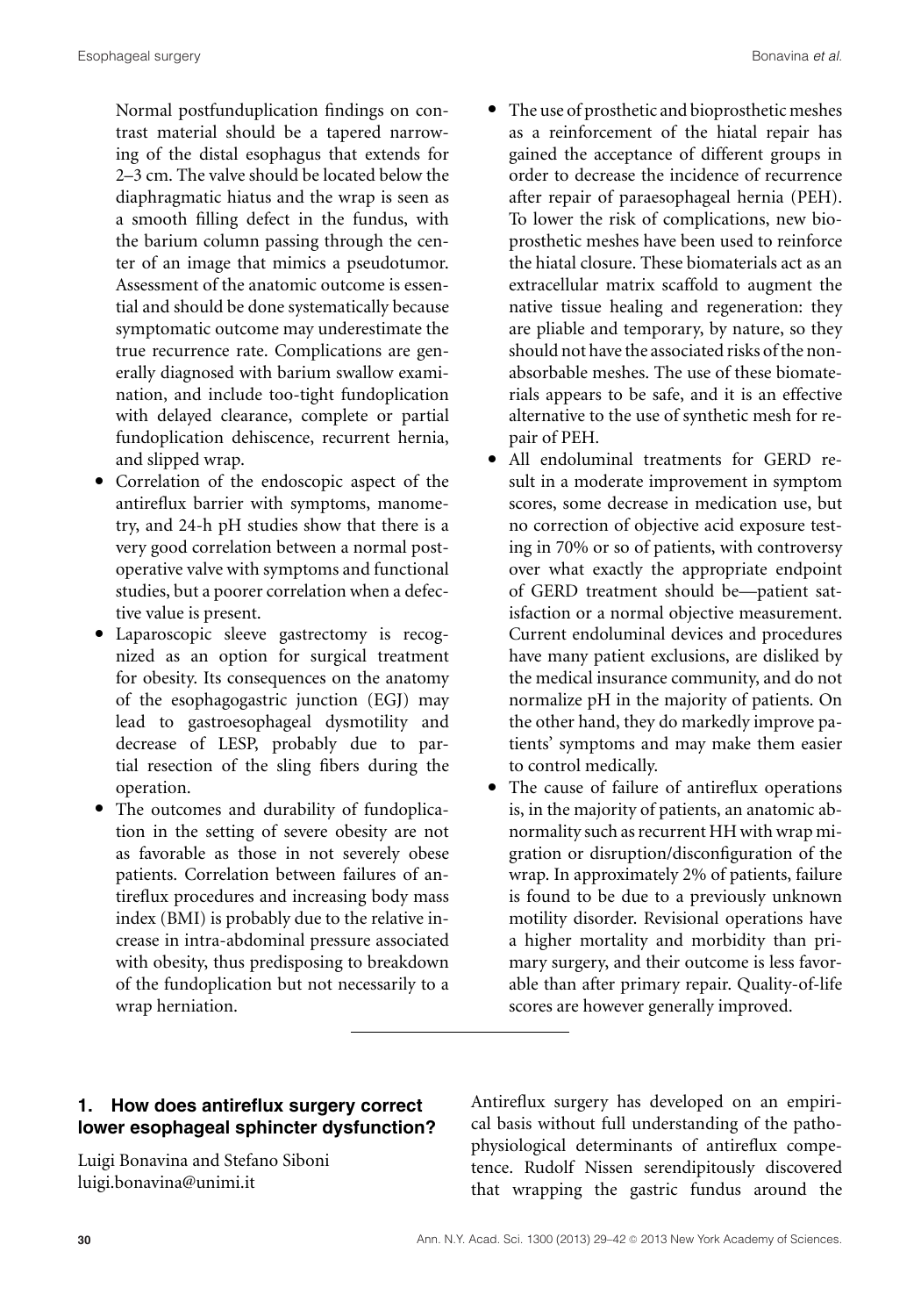Normal postfunduplication findings on contrast material should be a tapered narrowing of the distal esophagus that extends for 2–3 cm. The valve should be located below the diaphragmatic hiatus and the wrap is seen as a smooth filling defect in the fundus, with the barium column passing through the center of an image that mimics a pseudotumor. Assessment of the anatomic outcome is essential and should be done systematically because symptomatic outcome may underestimate the true recurrence rate. Complications are generally diagnosed with barium swallow examination, and include too-tight fundoplication with delayed clearance, complete or partial fundoplication dehiscence, recurrent hernia, and slipped wrap.

- Correlation of the endoscopic aspect of the antireflux barrier with symptoms, manometry, and 24-h pH studies show that there is a very good correlation between a normal postoperative valve with symptoms and functional studies, but a poorer correlation when a defective value is present.
- Laparoscopic sleeve gastrectomy is recognized as an option for surgical treatment for obesity. Its consequences on the anatomy of the esophagogastric junction (EGJ) may lead to gastroesophageal dysmotility and decrease of LESP, probably due to partial resection of the sling fibers during the operation.
- The outcomes and durability of fundoplication in the setting of severe obesity are not as favorable as those in not severely obese patients. Correlation between failures of antireflux procedures and increasing body mass index (BMI) is probably due to the relative increase in intra-abdominal pressure associated with obesity, thus predisposing to breakdown of the fundoplication but not necessarily to a wrap herniation.
- The use of prosthetic and bioprosthetic meshes as a reinforcement of the hiatal repair has gained the acceptance of different groups in order to decrease the incidence of recurrence after repair of paraesophageal hernia (PEH). To lower the risk of complications, new bioprosthetic meshes have been used to reinforce the hiatal closure. These biomaterials act as an extracellular matrix scaffold to augment the native tissue healing and regeneration: they are pliable and temporary, by nature, so they should not have the associated risks of the nonabsorbable meshes. The use of these biomaterials appears to be safe, and it is an effective alternative to the use of synthetic mesh for repair of PEH.
- All endoluminal treatments for GERD result in a moderate improvement in symptom scores, some decrease in medication use, but no correction of objective acid exposure testing in 70% or so of patients, with controversy over what exactly the appropriate endpoint of GERD treatment should be—patient satisfaction or a normal objective measurement. Current endoluminal devices and procedures have many patient exclusions, are disliked by the medical insurance community, and do not normalize pH in the majority of patients. On the other hand, they do markedly improve patients' symptoms and may make them easier to control medically.
- The cause of failure of antireflux operations is, in the majority of patients, an anatomic abnormality such as recurrent HH with wrap migration or disruption/disconfiguration of the wrap. In approximately 2% of patients, failure is found to be due to a previously unknown motility disorder. Revisional operations have a higher mortality and morbidity than primary surgery, and their outcome is less favorable than after primary repair. Quality-of-life scores are however generally improved.

## 1. How does antireflux surgery correct lower esophageal sphincter dysfunction?

Luigi Bonavina and Stefano Siboni
luigi.bonavina@unimi.it

Antireflux surgery has developed on an empirical basis without full understanding of the pathophysiological determinants of antireflux competence. Rudolf Nissen serendipitously discovered that wrapping the gastric fundus around the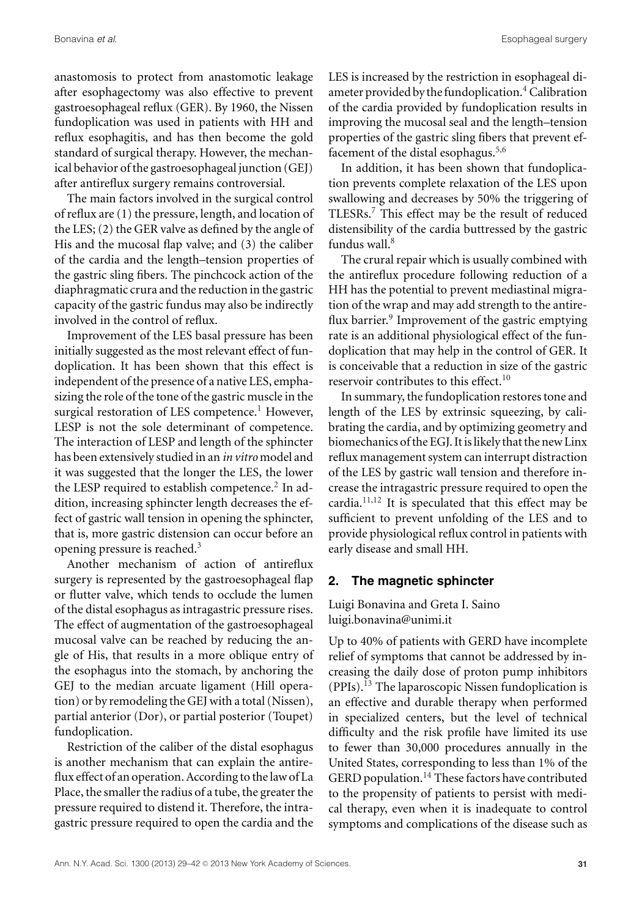anastomosis to protect from anastomotic leakage after esophagectomy was also effective to prevent gastroesophageal reflux (GER). By 1960, the Nissen fundoplication was used in patients with HH and reflux esophagitis, and has then become the gold standard of surgical therapy. However, the mechanical behavior of the gastroesophageal junction (GEJ) after antireflux surgery remains controversial.

The main factors involved in the surgical control of reflux are (1) the pressure, length, and location of the LES; (2) the GER valve as defined by the angle of His and the mucosal flap valve; and (3) the caliber of the cardia and the length–tension properties of the gastric sling fibers. The pinchcock action of the diaphragmatic crura and the reduction in the gastric capacity of the gastric fundus may also be indirectly involved in the control of reflux.

Improvement of the LES basal pressure has been initially suggested as the most relevant effect of fundoplication. It has been shown that this effect is independent of the presence of a native LES, emphasizing the role of the tone of the gastric muscle in the surgical restoration of LES competence.[1] However, LESP is not the sole determinant of competence. The interaction of LESP and length of the sphincter has been extensively studied in an *in vitro* model and it was suggested that the longer the LES, the lower the LESP required to establish competence.[2] In addition, increasing sphincter length decreases the effect of gastric wall tension in opening the sphincter, that is, more gastric distension can occur before an opening pressure is reached.[3]

Another mechanism of action of antireflux surgery is represented by the gastroesophageal flap or flutter valve, which tends to occlude the lumen of the distal esophagus as intragastric pressure rises. The effect of augmentation of the gastroesophageal mucosal valve can be reached by reducing the angle of His, that results in a more oblique entry of the esophagus into the stomach, by anchoring the GEJ to the median arcuate ligament (Hill operation) or by remodeling the GEJ with a total (Nissen), partial anterior (Dor), or partial posterior (Toupet) fundoplication.

Restriction of the caliber of the distal esophagus is another mechanism that can explain the antireflux effect of an operation. According to the law of La Place, the smaller the radius of a tube, the greater the pressure required to distend it. Therefore, the intragastric pressure required to open the cardia and the LES is increased by the restriction in esophageal diameter provided by the fundoplication.[4] Calibration of the cardia provided by fundoplication results in improving the mucosal seal and the length–tension properties of the gastric sling fibers that prevent effacement of the distal esophagus.[5,6]

In addition, it has been shown that fundoplication prevents complete relaxation of the LES upon swallowing and decreases by 50% the triggering of TLESRs.[7] This effect may be the result of reduced distensibility of the cardia buttressed by the gastric fundus wall.[8]

The crural repair which is usually combined with the antireflux procedure following reduction of a HH has the potential to prevent mediastinal migration of the wrap and may add strength to the antireflux barrier.[9] Improvement of the gastric emptying rate is an additional physiological effect of the fundoplication that may help in the control of GER. It is conceivable that a reduction in size of the gastric reservoir contributes to this effect.[10]

In summary, the fundoplication restores tone and length of the LES by extrinsic squeezing, by calibrating the cardia, and by optimizing geometry and biomechanics of the EGJ. It is likely that the new Linx reflux management system can interrupt distraction of the LES by gastric wall tension and therefore increase the intragastric pressure required to open the cardia.[11,12] It is speculated that this effect may be sufficient to prevent unfolding of the LES and to provide physiological reflux control in patients with early disease and small HH.

## 2. The magnetic sphincter

Luigi Bonavina and Greta I. Saino
luigi.bonavina@unimi.it

Up to 40% of patients with GERD have incomplete relief of symptoms that cannot be addressed by increasing the daily dose of proton pump inhibitors (PPIs).[13] The laparoscopic Nissen fundoplication is an effective and durable therapy when performed in specialized centers, but the level of technical difficulty and the risk profile have limited its use to fewer than 30,000 procedures annually in the United States, corresponding to less than 1% of the GERD population.[14] These factors have contributed to the propensity of patients to persist with medical therapy, even when it is inadequate to control symptoms and complications of the disease such as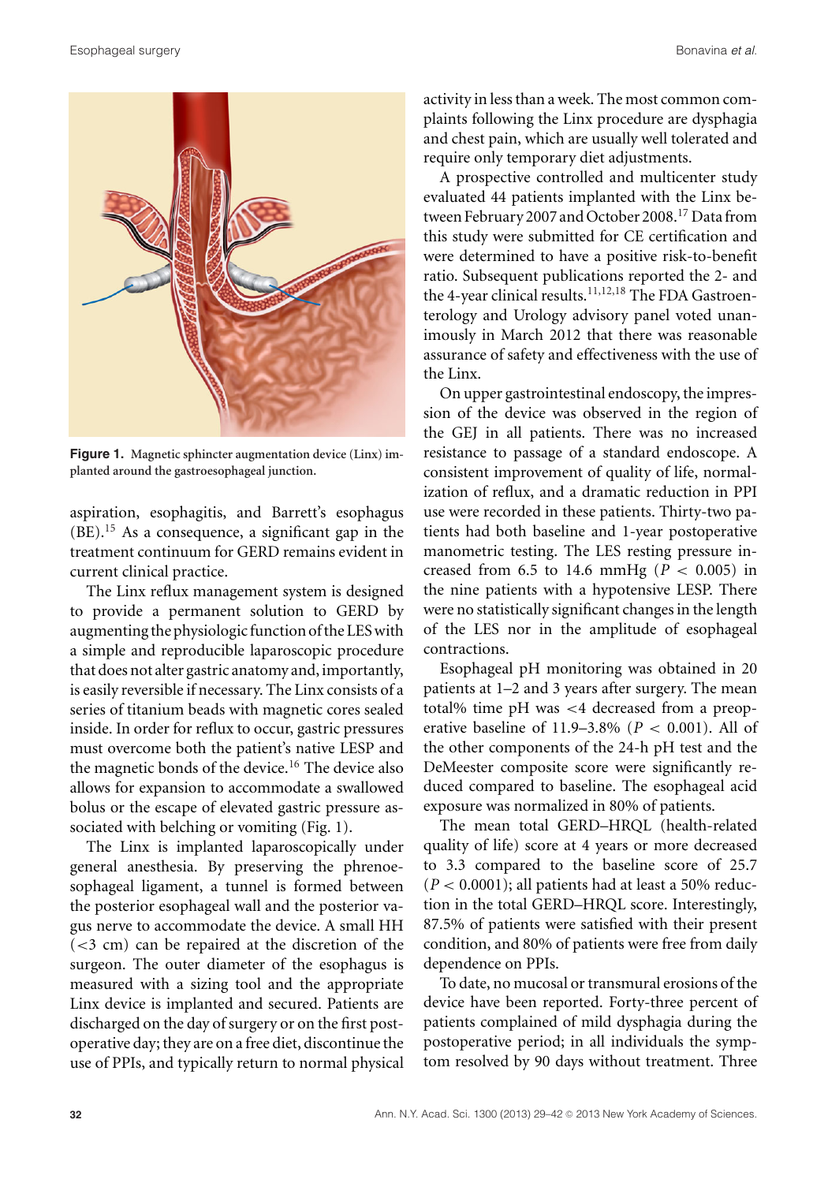Figure 1. Magnetic sphincter augmentation device (Linx) implanted around the gastroesophageal junction.

aspiration, esophagitis, and Barrett's esophagus (BE).[15] As a consequence, a significant gap in the treatment continuum for GERD remains evident in current clinical practice.

The Linx reflux management system is designed to provide a permanent solution to GERD by augmenting the physiologic function of the LES with a simple and reproducible laparoscopic procedure that does not alter gastric anatomy and, importantly, is easily reversible if necessary. The Linx consists of a series of titanium beads with magnetic cores sealed inside. In order for reflux to occur, gastric pressures must overcome both the patient's native LESP and the magnetic bonds of the device.[16] The device also allows for expansion to accommodate a swallowed bolus or the escape of elevated gastric pressure associated with belching or vomiting (Fig. 1).

The Linx is implanted laparoscopically under general anesthesia. By preserving the phrenoesophageal ligament, a tunnel is formed between the posterior esophageal wall and the posterior vagus nerve to accommodate the device. A small HH ($<$3 cm) can be repaired at the discretion of the surgeon. The outer diameter of the esophagus is measured with a sizing tool and the appropriate Linx device is implanted and secured. Patients are discharged on the day of surgery or on the first postoperative day; they are on a free diet, discontinue the use of PPIs, and typically return to normal physical activity in less than a week. The most common complaints following the Linx procedure are dysphagia and chest pain, which are usually well tolerated and require only temporary diet adjustments.

A prospective controlled and multicenter study evaluated 44 patients implanted with the Linx between February 2007 and October 2008.[17] Data from this study were submitted for CE certification and were determined to have a positive risk-to-benefit ratio. Subsequent publications reported the 2- and the 4-year clinical results.[11,12,18] The FDA Gastroenterology and Urology advisory panel voted unanimously in March 2012 that there was reasonable assurance of safety and effectiveness with the use of the Linx.

On upper gastrointestinal endoscopy, the impression of the device was observed in the region of the GEJ in all patients. There was no increased resistance to passage of a standard endoscope. A consistent improvement of quality of life, normalization of reflux, and a dramatic reduction in PPI use were recorded in these patients. Thirty-two patients had both baseline and 1-year postoperative manometric testing. The LES resting pressure increased from 6.5 to 14.6 mmHg ($P < 0.005$) in the nine patients with a hypotensive LESP. There were no statistically significant changes in the length of the LES nor in the amplitude of esophageal contractions.

Esophageal pH monitoring was obtained in 20 patients at 1–2 and 3 years after surgery. The mean total% time pH was $<$4 decreased from a preoperative baseline of 11.9–3.8% ($P < 0.001$). All of the other components of the 24-h pH test and the DeMeester composite score were significantly reduced compared to baseline. The esophageal acid exposure was normalized in 80% of patients.

The mean total GERD–HRQL (health-related quality of life) score at 4 years or more decreased to 3.3 compared to the baseline score of 25.7 ($P < 0.0001$); all patients had at least a 50% reduction in the total GERD–HRQL score. Interestingly, 87.5% of patients were satisfied with their present condition, and 80% of patients were free from daily dependence on PPIs.

To date, no mucosal or transmural erosions of the device have been reported. Forty-three percent of patients complained of mild dysphagia during the postoperative period; in all individuals the symptom resolved by 90 days without treatment. Three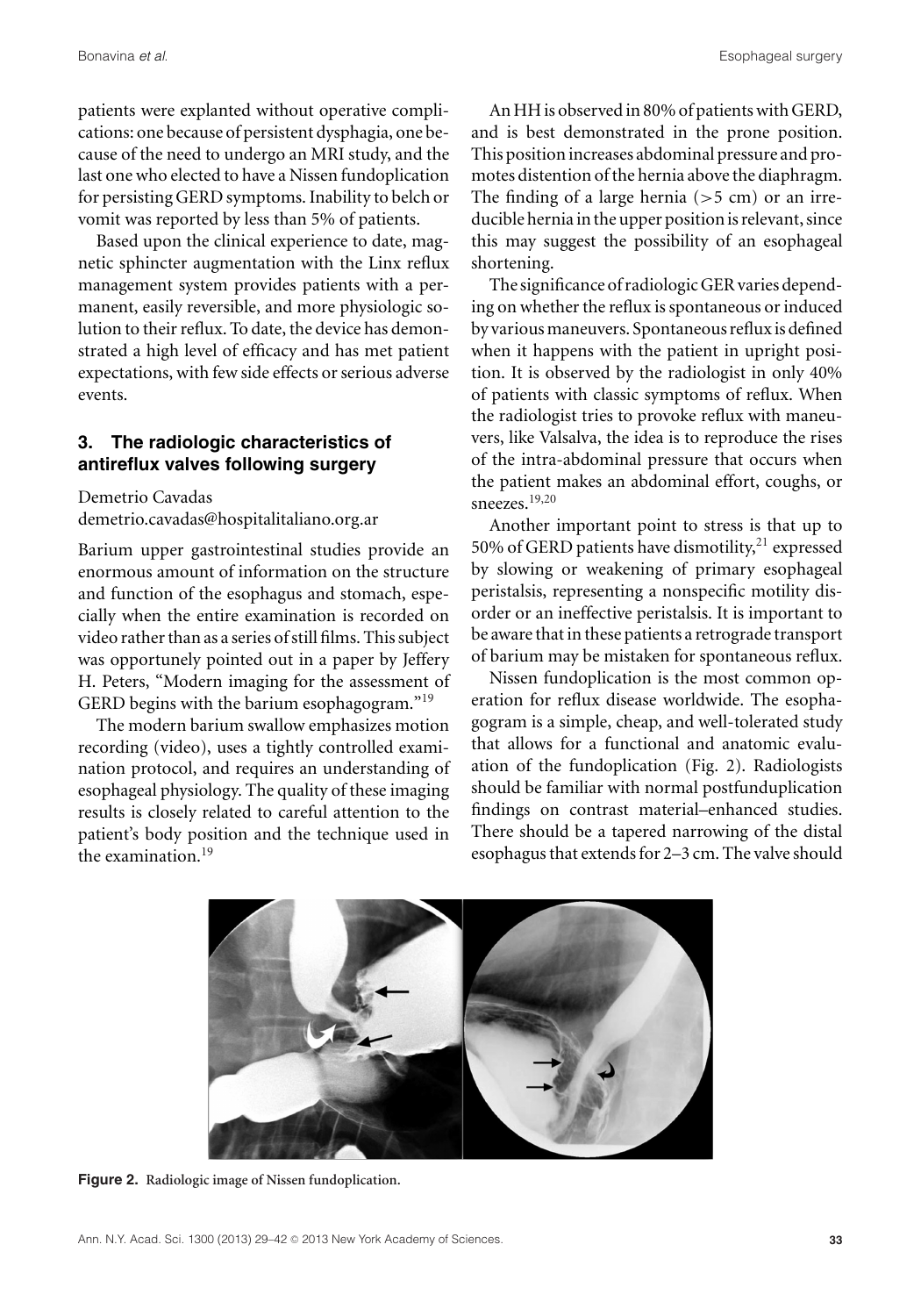patients were explanted without operative complications: one because of persistent dysphagia, one because of the need to undergo an MRI study, and the last one who elected to have a Nissen fundoplication for persisting GERD symptoms. Inability to belch or vomit was reported by less than 5% of patients.

Based upon the clinical experience to date, magnetic sphincter augmentation with the Linx reflux management system provides patients with a permanent, easily reversible, and more physiologic solution to their reflux. To date, the device has demonstrated a high level of efficacy and has met patient expectations, with few side effects or serious adverse events.

## 3. The radiologic characteristics of antireflux valves following surgery

Demetrio Cavadas
demetrio.cavadas@hospitalitaliano.org.ar

Barium upper gastrointestinal studies provide an enormous amount of information on the structure and function of the esophagus and stomach, especially when the entire examination is recorded on video rather than as a series of still films. This subject was opportunely pointed out in a paper by Jeffery H. Peters, "Modern imaging for the assessment of GERD begins with the barium esophagogram."[19]

The modern barium swallow emphasizes motion recording (video), uses a tightly controlled examination protocol, and requires an understanding of esophageal physiology. The quality of these imaging results is closely related to careful attention to the patient's body position and the technique used in the examination.[19]

An HH is observed in 80% of patients with GERD, and is best demonstrated in the prone position. This position increases abdominal pressure and promotes distention of the hernia above the diaphragm. The finding of a large hernia (>5 cm) or an irreducible hernia in the upper position is relevant, since this may suggest the possibility of an esophageal shortening.

The significance of radiologic GER varies depending on whether the reflux is spontaneous or induced by various maneuvers. Spontaneous reflux is defined when it happens with the patient in upright position. It is observed by the radiologist in only 40% of patients with classic symptoms of reflux. When the radiologist tries to provoke reflux with maneuvers, like Valsalva, the idea is to reproduce the rises of the intra-abdominal pressure that occurs when the patient makes an abdominal effort, coughs, or sneezes.[19,20]

Another important point to stress is that up to 50% of GERD patients have dismotility,[21] expressed by slowing or weakening of primary esophageal peristalsis, representing a nonspecific motility disorder or an ineffective peristalsis. It is important to be aware that in these patients a retrograde transport of barium may be mistaken for spontaneous reflux.

Nissen fundoplication is the most common operation for reflux disease worldwide. The esophagogram is a simple, cheap, and well-tolerated study that allows for a functional and anatomic evaluation of the fundoplication (Fig. 2). Radiologists should be familiar with normal postfunduplication findings on contrast material–enhanced studies. There should be a tapered narrowing of the distal esophagus that extends for 2–3 cm. The valve should

**Figure 2.** Radiologic image of Nissen fundoplication.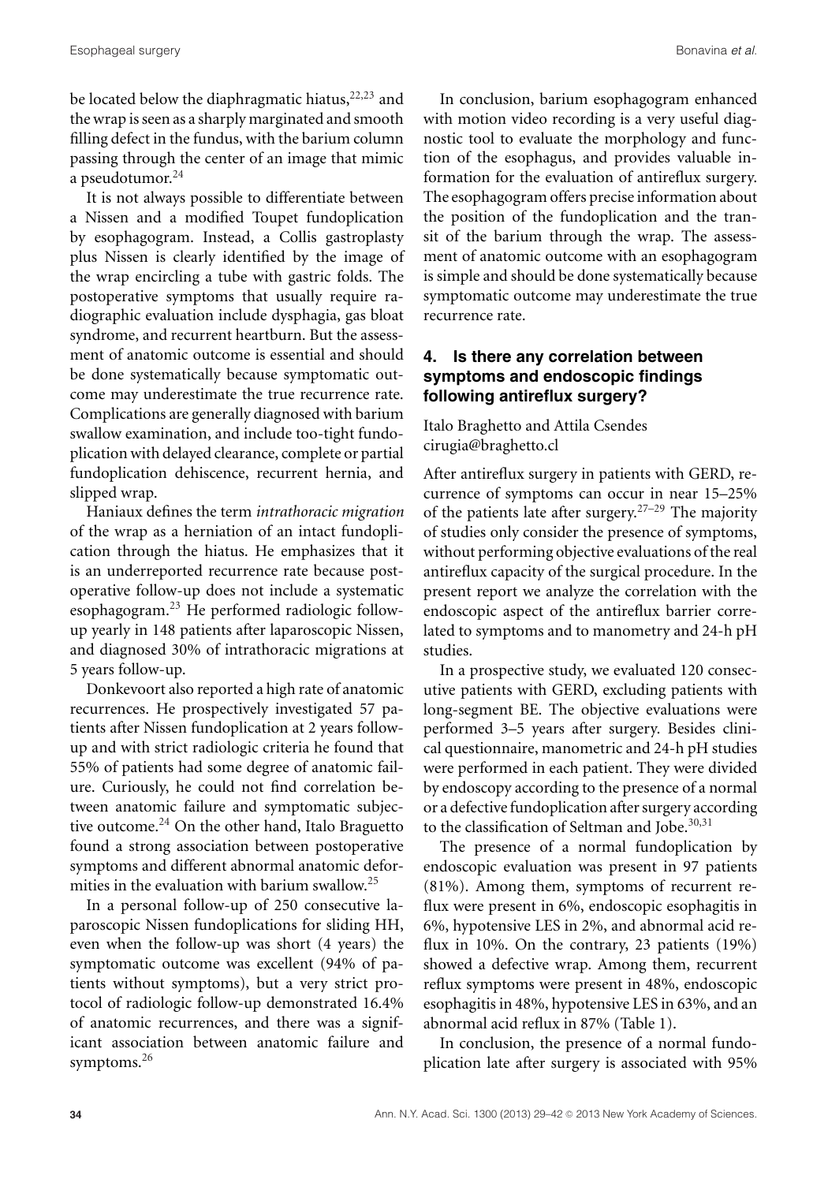be located below the diaphragmatic hiatus,[22,23] and the wrap is seen as a sharply marginated and smooth filling defect in the fundus, with the barium column passing through the center of an image that mimic a pseudotumor.[24]

It is not always possible to differentiate between a Nissen and a modified Toupet fundoplication by esophagogram. Instead, a Collis gastroplasty plus Nissen is clearly identified by the image of the wrap encircling a tube with gastric folds. The postoperative symptoms that usually require radiographic evaluation include dysphagia, gas bloat syndrome, and recurrent heartburn. But the assessment of anatomic outcome is essential and should be done systematically because symptomatic outcome may underestimate the true recurrence rate. Complications are generally diagnosed with barium swallow examination, and include too-tight fundoplication with delayed clearance, complete or partial fundoplication dehiscence, recurrent hernia, and slipped wrap.

Haniaux defines the term *intrathoracic migration* of the wrap as a herniation of an intact fundoplication through the hiatus. He emphasizes that it is an underreported recurrence rate because postoperative follow-up does not include a systematic esophagogram.[23] He performed radiologic follow-up yearly in 148 patients after laparoscopic Nissen, and diagnosed 30% of intrathoracic migrations at 5 years follow-up.

Donkevoort also reported a high rate of anatomic recurrences. He prospectively investigated 57 patients after Nissen fundoplication at 2 years follow-up and with strict radiologic criteria he found that 55% of patients had some degree of anatomic failure. Curiously, he could not find correlation between anatomic failure and symptomatic subjective outcome.[24] On the other hand, Italo Braguetto found a strong association between postoperative symptoms and different abnormal anatomic deformities in the evaluation with barium swallow.[25]

In a personal follow-up of 250 consecutive laparoscopic Nissen fundoplications for sliding HH, even when the follow-up was short (4 years) the symptomatic outcome was excellent (94% of patients without symptoms), but a very strict protocol of radiologic follow-up demonstrated 16.4% of anatomic recurrences, and there was a significant association between anatomic failure and symptoms.[26]

In conclusion, barium esophagogram enhanced with motion video recording is a very useful diagnostic tool to evaluate the morphology and function of the esophagus, and provides valuable information for the evaluation of antireflux surgery. The esophagogram offers precise information about the position of the fundoplication and the transit of the barium through the wrap. The assessment of anatomic outcome with an esophagogram is simple and should be done systematically because symptomatic outcome may underestimate the true recurrence rate.

## 4. Is there any correlation between symptoms and endoscopic findings following antireflux surgery?

Italo Braghetto and Attila Csendes
cirugia@braghetto.cl

After antireflux surgery in patients with GERD, recurrence of symptoms can occur in near 15–25% of the patients late after surgery.[27–29] The majority of studies only consider the presence of symptoms, without performing objective evaluations of the real antireflux capacity of the surgical procedure. In the present report we analyze the correlation with the endoscopic aspect of the antireflux barrier correlated to symptoms and to manometry and 24-h pH studies.

In a prospective study, we evaluated 120 consecutive patients with GERD, excluding patients with long-segment BE. The objective evaluations were performed 3–5 years after surgery. Besides clinical questionnaire, manometric and 24-h pH studies were performed in each patient. They were divided by endoscopy according to the presence of a normal or a defective fundoplication after surgery according to the classification of Seltman and Jobe.[30,31]

The presence of a normal fundoplication by endoscopic evaluation was present in 97 patients (81%). Among them, symptoms of recurrent reflux were present in 6%, endoscopic esophagitis in 6%, hypotensive LES in 2%, and abnormal acid reflux in 10%. On the contrary, 23 patients (19%) showed a defective wrap. Among them, recurrent reflux symptoms were present in 48%, endoscopic esophagitis in 48%, hypotensive LES in 63%, and an abnormal acid reflux in 87% (Table 1).

In conclusion, the presence of a normal fundoplication late after surgery is associated with 95%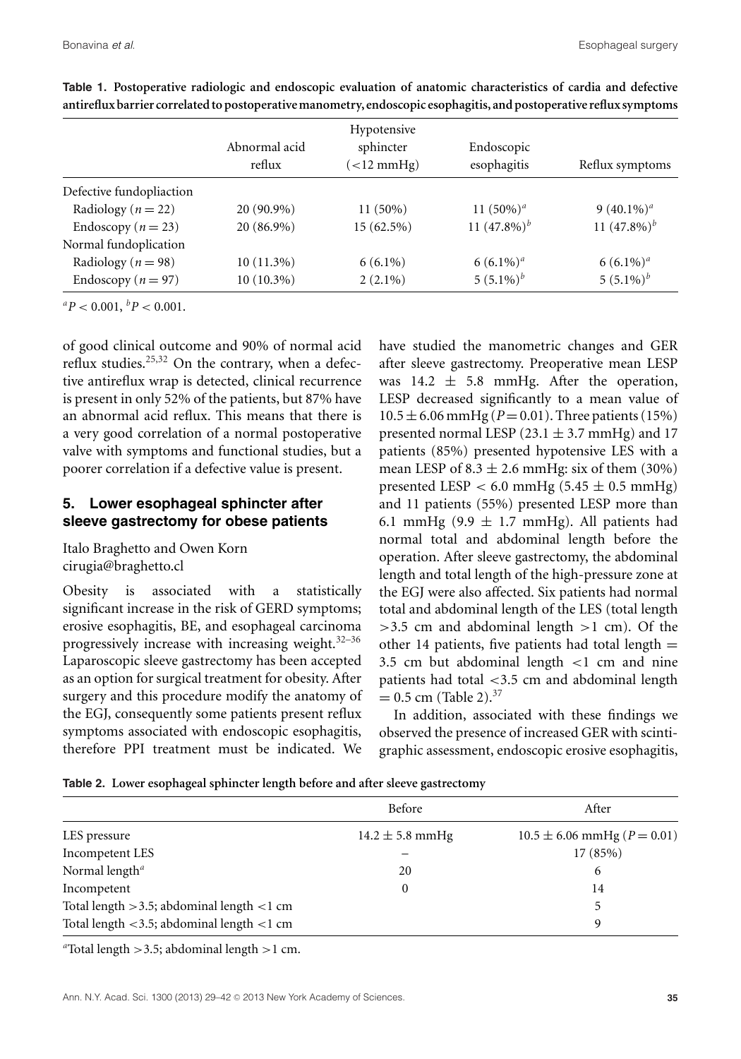**Table 1. Postoperative radiologic and endoscopic evaluation of anatomic characteristics of cardia and defective antireflux barrier correlated to postoperative manometry, endoscopic esophagitis, and postoperative reflux symptoms**

| | Abnormal acid reflux | Hypotensive sphincter (<12 mmHg) | Endoscopic esophagitis | Reflux symptoms |
|---|---|---|---|---|
| Defective fundopliaction | | | | |
| Radiology ($n = 22$) | 20 (90.9%) | 11 (50%) | 11 (50%)[a] | 9 (40.1%)[a] |
| Endoscopy ($n = 23$) | 20 (86.9%) | 15 (62.5%) | 11 (47.8%)[b] | 11 (47.8%)[b] |
| Normal fundoplication | | | | |
| Radiology ($n = 98$) | 10 (11.3%) | 6 (6.1%) | 6 (6.1%)[a] | 6 (6.1%)[a] |
| Endoscopy ($n = 97$) | 10 (10.3%) | 2 (2.1%) | 5 (5.1%)[b] | 5 (5.1%)[b] |

[a]$P < 0.001$, [b]$P < 0.001$.

of good clinical outcome and 90% of normal acid reflux studies.[25,32] On the contrary, when a defective antireflux wrap is detected, clinical recurrence is present in only 52% of the patients, but 87% have an abnormal acid reflux. This means that there is a very good correlation of a normal postoperative valve with symptoms and functional studies, but a poorer correlation if a defective value is present.

## 5. Lower esophageal sphincter after sleeve gastrectomy for obese patients

Italo Braghetto and Owen Korn
cirugia@braghetto.cl

Obesity is associated with a statistically significant increase in the risk of GERD symptoms; erosive esophagitis, BE, and esophageal carcinoma progressively increase with increasing weight.[32–36] Laparoscopic sleeve gastrectomy has been accepted as an option for surgical treatment for obesity. After surgery and this procedure modify the anatomy of the EGJ, consequently some patients present reflux symptoms associated with endoscopic esophagitis, therefore PPI treatment must be indicated. We have studied the manometric changes and GER after sleeve gastrectomy. Preoperative mean LESP was $14.2 \pm 5.8$ mmHg. After the operation, LESP decreased significantly to a mean value of $10.5 \pm 6.06$ mmHg ($P = 0.01$). Three patients (15%) presented normal LESP ($23.1 \pm 3.7$ mmHg) and 17 patients (85%) presented hypotensive LES with a mean LESP of $8.3 \pm 2.6$ mmHg: six of them (30%) presented LESP $< 6.0$ mmHg ($5.45 \pm 0.5$ mmHg) and 11 patients (55%) presented LESP more than 6.1 mmHg ($9.9 \pm 1.7$ mmHg). All patients had normal total and abdominal length before the operation. After sleeve gastrectomy, the abdominal length and total length of the high-pressure zone at the EGJ were also affected. Six patients had normal total and abdominal length of the LES (total length >3.5 cm and abdominal length >1 cm). Of the other 14 patients, five patients had total length = 3.5 cm but abdominal length <1 cm and nine patients had total <3.5 cm and abdominal length = 0.5 cm (Table 2).[37]

In addition, associated with these findings we observed the presence of increased GER with scintigraphic assessment, endoscopic erosive esophagitis,

**Table 2. Lower esophageal sphincter length before and after sleeve gastrectomy**

| | Before | After |
|---|---|---|
| LES pressure | $14.2 \pm 5.8$ mmHg | $10.5 \pm 6.06$ mmHg ($P = 0.01$) |
| Incompetent LES | – | 17 (85%) |
| Normal length[a] | 20 | 6 |
| Incompetent | 0 | 14 |
| Total length >3.5; abdominal length <1 cm | | 5 |
| Total length <3.5; abdominal length <1 cm | | 9 |

[a]Total length >3.5; abdominal length >1 cm.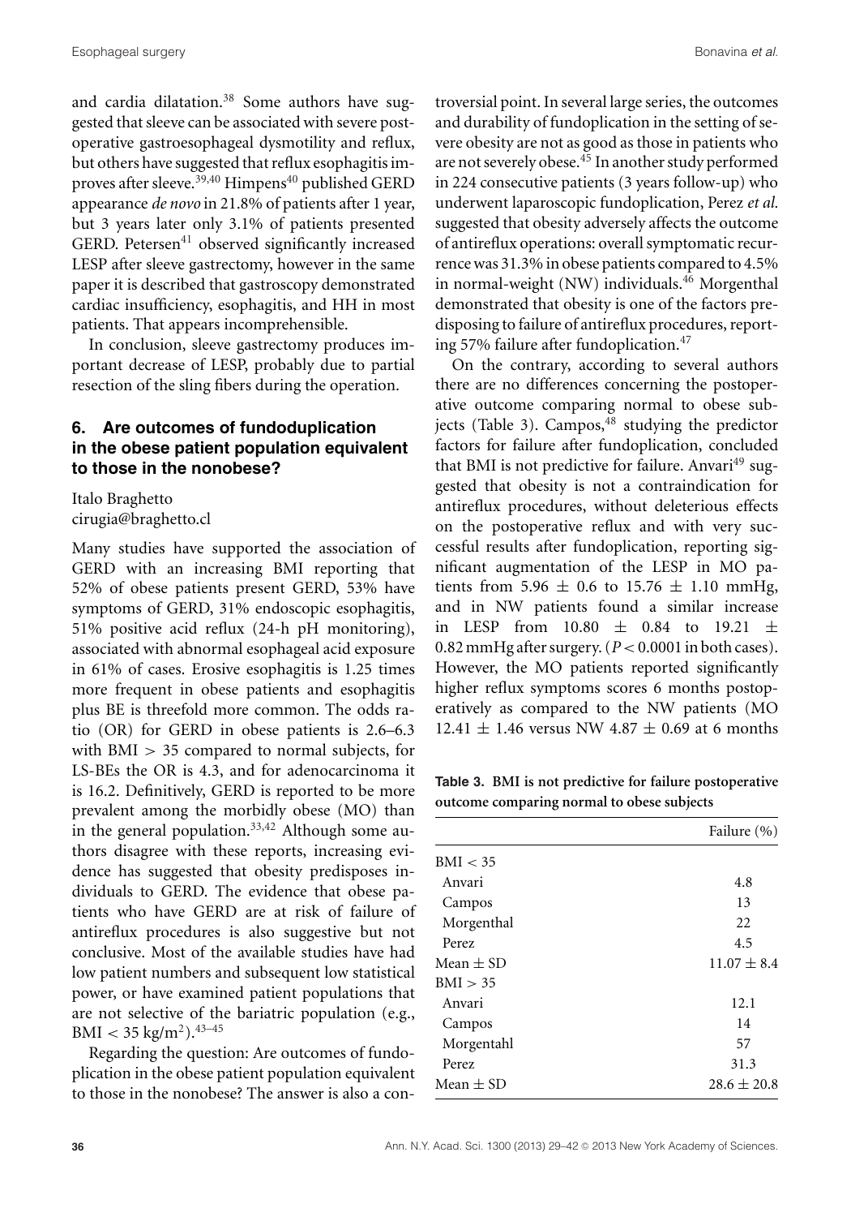and cardia dilatation.[38] Some authors have suggested that sleeve can be associated with severe postoperative gastroesophageal dysmotility and reflux, but others have suggested that reflux esophagitis improves after sleeve.[39,40] Himpens[40] published GERD appearance *de novo* in 21.8% of patients after 1 year, but 3 years later only 3.1% of patients presented GERD. Petersen[41] observed significantly increased LESP after sleeve gastrectomy, however in the same paper it is described that gastroscopy demonstrated cardiac insufficiency, esophagitis, and HH in most patients. That appears incomprehensible.

In conclusion, sleeve gastrectomy produces important decrease of LESP, probably due to partial resection of the sling fibers during the operation.

## 6. Are outcomes of fundoduplication in the obese patient population equivalent to those in the nonobese?

Italo Braghetto
cirugia@braghetto.cl

Many studies have supported the association of GERD with an increasing BMI reporting that 52% of obese patients present GERD, 53% have symptoms of GERD, 31% endoscopic esophagitis, 51% positive acid reflux (24-h pH monitoring), associated with abnormal esophageal acid exposure in 61% of cases. Erosive esophagitis is 1.25 times more frequent in obese patients and esophagitis plus BE is threefold more common. The odds ratio (OR) for GERD in obese patients is 2.6–6.3 with BMI > 35 compared to normal subjects, for LS-BEs the OR is 4.3, and for adenocarcinoma it is 16.2. Definitively, GERD is reported to be more prevalent among the morbidly obese (MO) than in the general population.[33,42] Although some authors disagree with these reports, increasing evidence has suggested that obesity predisposes individuals to GERD. The evidence that obese patients who have GERD are at risk of failure of antireflux procedures is also suggestive but not conclusive. Most of the available studies have had low patient numbers and subsequent low statistical power, or have examined patient populations that are not selective of the bariatric population (e.g., BMI < 35 kg/m$^2$).[43–45]

Regarding the question: Are outcomes of fundoplication in the obese patient population equivalent to those in the nonobese? The answer is also a controversial point. In several large series, the outcomes and durability of fundoplication in the setting of severe obesity are not as good as those in patients who are not severely obese.[45] In another study performed in 224 consecutive patients (3 years follow-up) who underwent laparoscopic fundoplication, Perez *et al.* suggested that obesity adversely affects the outcome of antireflux operations: overall symptomatic recurrence was 31.3% in obese patients compared to 4.5% in normal-weight (NW) individuals.[46] Morgenthal demonstrated that obesity is one of the factors predisposing to failure of antireflux procedures, reporting 57% failure after fundoplication.[47]

On the contrary, according to several authors there are no differences concerning the postoperative outcome comparing normal to obese subjects (Table 3). Campos,[48] studying the predictor factors for failure after fundoplication, concluded that BMI is not predictive for failure. Anvari[49] suggested that obesity is not a contraindication for antireflux procedures, without deleterious effects on the postoperative reflux and with very successful results after fundoplication, reporting significant augmentation of the LESP in MO patients from 5.96 ± 0.6 to 15.76 ± 1.10 mmHg, and in NW patients found a similar increase in LESP from 10.80 ± 0.84 to 19.21 ± 0.82 mmHg after surgery. ($P < 0.0001$ in both cases). However, the MO patients reported significantly higher reflux symptoms scores 6 months postoperatively as compared to the NW patients (MO 12.41 ± 1.46 versus NW 4.87 ± 0.69 at 6 months

**Table 3. BMI is not predictive for failure postoperative outcome comparing normal to obese subjects**

| | Failure (%) |
|---|---|
| BMI < 35 | |
| Anvari | 4.8 |
| Campos | 13 |
| Morgenthal | 22 |
| Perez | 4.5 |
| Mean ± SD | 11.07 ± 8.4 |
| BMI > 35 | |
| Anvari | 12.1 |
| Campos | 14 |
| Morgentahl | 57 |
| Perez | 31.3 |
| Mean ± SD | 28.6 ± 20.8 |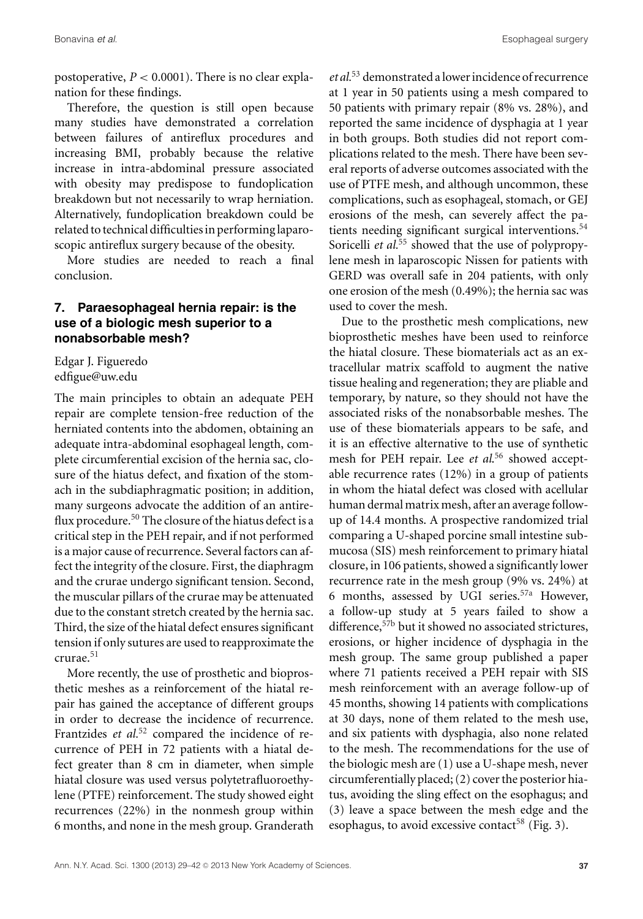postoperative, $P < 0.0001$). There is no clear explanation for these findings.

Therefore, the question is still open because many studies have demonstrated a correlation between failures of antireflux procedures and increasing BMI, probably because the relative increase in intra-abdominal pressure associated with obesity may predispose to fundoplication breakdown but not necessarily to wrap herniation. Alternatively, fundoplication breakdown could be related to technical difficulties in performing laparoscopic antireflux surgery because of the obesity.

More studies are needed to reach a final conclusion.

## 7. Paraesophageal hernia repair: is the use of a biologic mesh superior to a nonabsorbable mesh?

Edgar J. Figueredo
edfigue@uw.edu

The main principles to obtain an adequate PEH repair are complete tension-free reduction of the herniated contents into the abdomen, obtaining an adequate intra-abdominal esophageal length, complete circumferential excision of the hernia sac, closure of the hiatus defect, and fixation of the stomach in the subdiaphragmatic position; in addition, many surgeons advocate the addition of an antireflux procedure.[50] The closure of the hiatus defect is a critical step in the PEH repair, and if not performed is a major cause of recurrence. Several factors can affect the integrity of the closure. First, the diaphragm and the crurae undergo significant tension. Second, the muscular pillars of the crurae may be attenuated due to the constant stretch created by the hernia sac. Third, the size of the hiatal defect ensures significant tension if only sutures are used to reapproximate the crurae.[51]

More recently, the use of prosthetic and bioprosthetic meshes as a reinforcement of the hiatal repair has gained the acceptance of different groups in order to decrease the incidence of recurrence. Frantzides *et al.*[52] compared the incidence of recurrence of PEH in 72 patients with a hiatal defect greater than 8 cm in diameter, when simple hiatal closure was used versus polytetrafluoroethylene (PTFE) reinforcement. The study showed eight recurrences (22%) in the nonmesh group within 6 months, and none in the mesh group. Granderath *et al.*[53] demonstrated a lower incidence of recurrence at 1 year in 50 patients using a mesh compared to 50 patients with primary repair (8% vs. 28%), and reported the same incidence of dysphagia at 1 year in both groups. Both studies did not report complications related to the mesh. There have been several reports of adverse outcomes associated with the use of PTFE mesh, and although uncommon, these complications, such as esophageal, stomach, or GEJ erosions of the mesh, can severely affect the patients needing significant surgical interventions.[54] Soricelli *et al.*[55] showed that the use of polypropylene mesh in laparoscopic Nissen for patients with GERD was overall safe in 204 patients, with only one erosion of the mesh (0.49%); the hernia sac was used to cover the mesh.

Due to the prosthetic mesh complications, new bioprosthetic meshes have been used to reinforce the hiatal closure. These biomaterials act as an extracellular matrix scaffold to augment the native tissue healing and regeneration; they are pliable and temporary, by nature, so they should not have the associated risks of the nonabsorbable meshes. The use of these biomaterials appears to be safe, and it is an effective alternative to the use of synthetic mesh for PEH repair. Lee *et al.*[56] showed acceptable recurrence rates (12%) in a group of patients in whom the hiatal defect was closed with acellular human dermal matrix mesh, after an average follow-up of 14.4 months. A prospective randomized trial comparing a U-shaped porcine small intestine submucosa (SIS) mesh reinforcement to primary hiatal closure, in 106 patients, showed a significantly lower recurrence rate in the mesh group (9% vs. 24%) at 6 months, assessed by UGI series.[57a] However, a follow-up study at 5 years failed to show a difference,[57b] but it showed no associated strictures, erosions, or higher incidence of dysphagia in the mesh group. The same group published a paper where 71 patients received a PEH repair with SIS mesh reinforcement with an average follow-up of 45 months, showing 14 patients with complications at 30 days, none of them related to the mesh use, and six patients with dysphagia, also none related to the mesh. The recommendations for the use of the biologic mesh are (1) use a U-shape mesh, never circumferentially placed; (2) cover the posterior hiatus, avoiding the sling effect on the esophagus; and (3) leave a space between the mesh edge and the esophagus, to avoid excessive contact[58] (Fig. 3).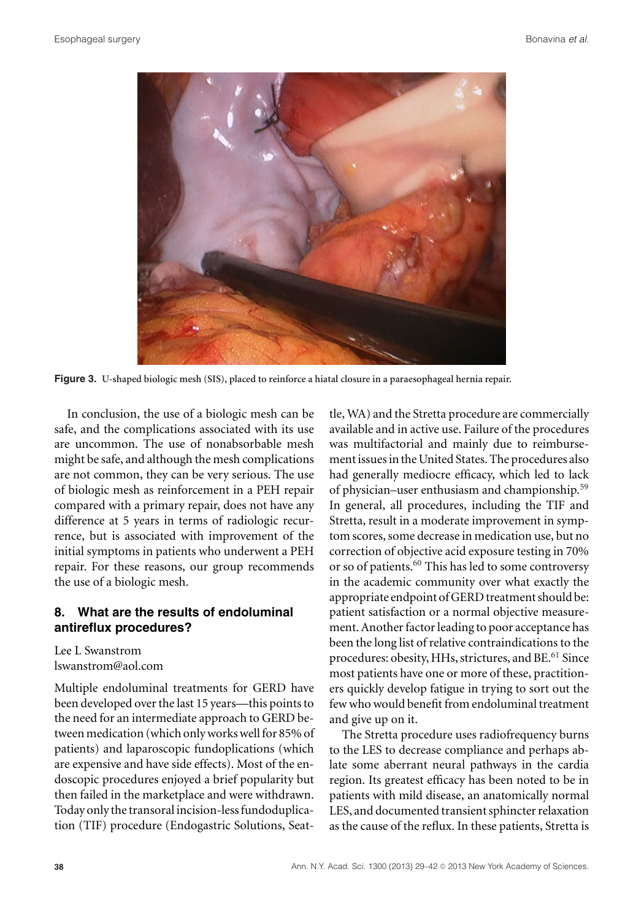**Figure 3.** U-shaped biologic mesh (SIS), placed to reinforce a hiatal closure in a paraesophageal hernia repair.

In conclusion, the use of a biologic mesh can be safe, and the complications associated with its use are uncommon. The use of nonabsorbable mesh might be safe, and although the mesh complications are not common, they can be very serious. The use of biologic mesh as reinforcement in a PEH repair compared with a primary repair, does not have any difference at 5 years in terms of radiologic recurrence, but is associated with improvement of the initial symptoms in patients who underwent a PEH repair. For these reasons, our group recommends the use of a biologic mesh.

## 8. What are the results of endoluminal antireflux procedures?

Lee L Swanstrom
lswanstrom@aol.com

Multiple endoluminal treatments for GERD have been developed over the last 15 years—this points to the need for an intermediate approach to GERD between medication (which only works well for 85% of patients) and laparoscopic fundoplications (which are expensive and have side effects). Most of the endoscopic procedures enjoyed a brief popularity but then failed in the marketplace and were withdrawn. Today only the transoral incision-less fundoduplication (TIF) procedure (Endogastric Solutions, Seattle, WA) and the Stretta procedure are commercially available and in active use. Failure of the procedures was multifactorial and mainly due to reimbursement issues in the United States. The procedures also had generally mediocre efficacy, which led to lack of physician–user enthusiasm and championship.[59] In general, all procedures, including the TIF and Stretta, result in a moderate improvement in symptom scores, some decrease in medication use, but no correction of objective acid exposure testing in 70% or so of patients.[60] This has led to some controversy in the academic community over what exactly the appropriate endpoint of GERD treatment should be: patient satisfaction or a normal objective measurement. Another factor leading to poor acceptance has been the long list of relative contraindications to the procedures: obesity, HHs, strictures, and BE.[61] Since most patients have one or more of these, practitioners quickly develop fatigue in trying to sort out the few who would benefit from endoluminal treatment and give up on it.

The Stretta procedure uses radiofrequency burns to the LES to decrease compliance and perhaps ablate some aberrant neural pathways in the cardia region. Its greatest efficacy has been noted to be in patients with mild disease, an anatomically normal LES, and documented transient sphincter relaxation as the cause of the reflux. In these patients, Stretta is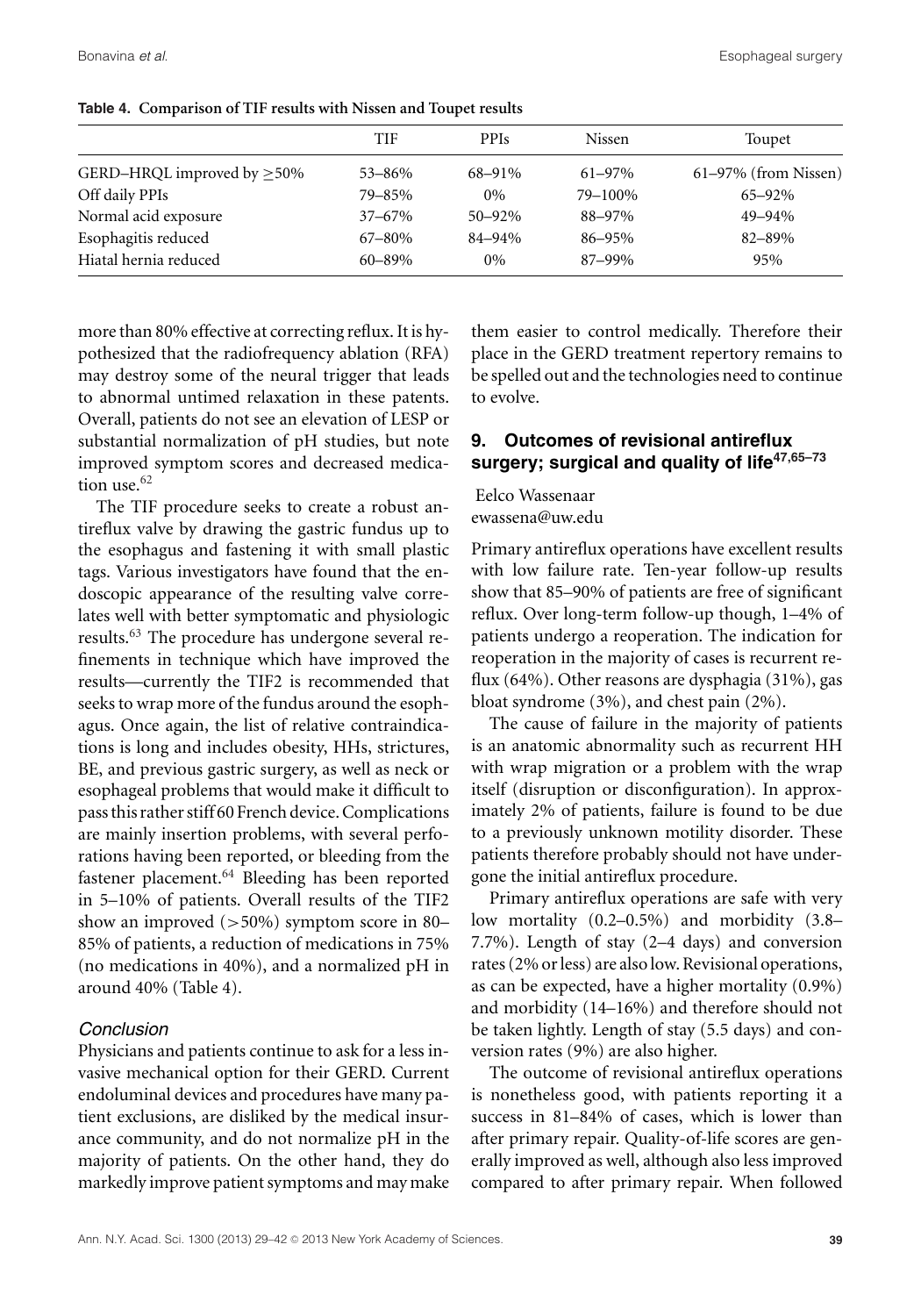**Table 4. Comparison of TIF results with Nissen and Toupet results**

| | TIF | PPIs | Nissen | Toupet |
|---|---|---|---|---|
| GERD–HRQL improved by ≥50% | 53–86% | 68–91% | 61–97% | 61–97% (from Nissen) |
| Off daily PPIs | 79–85% | 0% | 79–100% | 65–92% |
| Normal acid exposure | 37–67% | 50–92% | 88–97% | 49–94% |
| Esophagitis reduced | 67–80% | 84–94% | 86–95% | 82–89% |
| Hiatal hernia reduced | 60–89% | 0% | 87–99% | 95% |

more than 80% effective at correcting reflux. It is hypothesized that the radiofrequency ablation (RFA) may destroy some of the neural trigger that leads to abnormal untimed relaxation in these patents. Overall, patients do not see an elevation of LESP or substantial normalization of pH studies, but note improved symptom scores and decreased medication use.[62]

The TIF procedure seeks to create a robust antireflux valve by drawing the gastric fundus up to the esophagus and fastening it with small plastic tags. Various investigators have found that the endoscopic appearance of the resulting valve correlates well with better symptomatic and physiologic results.[63] The procedure has undergone several refinements in technique which have improved the results—currently the TIF2 is recommended that seeks to wrap more of the fundus around the esophagus. Once again, the list of relative contraindications is long and includes obesity, HHs, strictures, BE, and previous gastric surgery, as well as neck or esophageal problems that would make it difficult to pass this rather stiff 60 French device. Complications are mainly insertion problems, with several perforations having been reported, or bleeding from the fastener placement.[64] Bleeding has been reported in 5–10% of patients. Overall results of the TIF2 show an improved (>50%) symptom score in 80–85% of patients, a reduction of medications in 75% (no medications in 40%), and a normalized pH in around 40% (Table 4).

### *Conclusion*

Physicians and patients continue to ask for a less invasive mechanical option for their GERD. Current endoluminal devices and procedures have many patient exclusions, are disliked by the medical insurance community, and do not normalize pH in the majority of patients. On the other hand, they do markedly improve patient symptoms and may make them easier to control medically. Therefore their place in the GERD treatment repertory remains to be spelled out and the technologies need to continue to evolve.

## 9. Outcomes of revisional antireflux surgery; surgical and quality of life[47,65–73]

Eelco Wassenaar
ewassena@uw.edu

Primary antireflux operations have excellent results with low failure rate. Ten-year follow-up results show that 85–90% of patients are free of significant reflux. Over long-term follow-up though, 1–4% of patients undergo a reoperation. The indication for reoperation in the majority of cases is recurrent reflux (64%). Other reasons are dysphagia (31%), gas bloat syndrome (3%), and chest pain (2%).

The cause of failure in the majority of patients is an anatomic abnormality such as recurrent HH with wrap migration or a problem with the wrap itself (disruption or disconfiguration). In approximately 2% of patients, failure is found to be due to a previously unknown motility disorder. These patients therefore probably should not have undergone the initial antireflux procedure.

Primary antireflux operations are safe with very low mortality (0.2–0.5%) and morbidity (3.8–7.7%). Length of stay (2–4 days) and conversion rates (2% or less) are also low. Revisional operations, as can be expected, have a higher mortality (0.9%) and morbidity (14–16%) and therefore should not be taken lightly. Length of stay (5.5 days) and conversion rates (9%) are also higher.

The outcome of revisional antireflux operations is nonetheless good, with patients reporting it a success in 81–84% of cases, which is lower than after primary repair. Quality-of-life scores are generally improved as well, although also less improved compared to after primary repair. When followed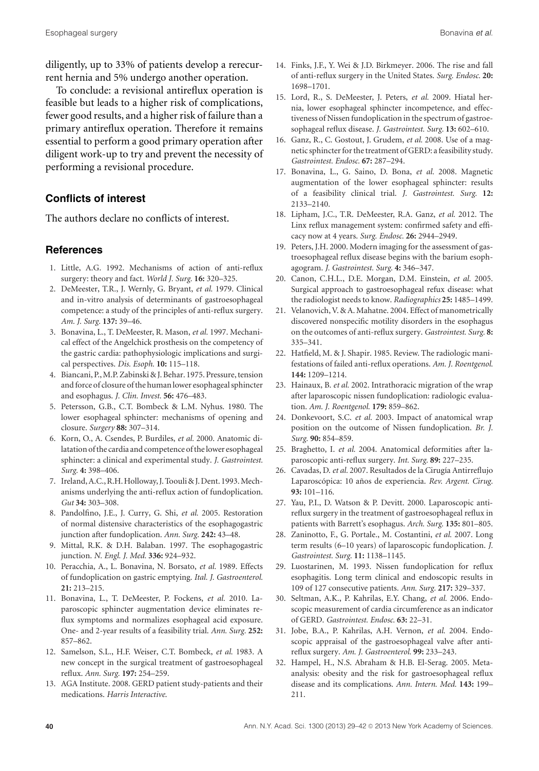diligently, up to 33% of patients develop a rerecurrent hernia and 5% undergo another operation.

To conclude: a revisional antireflux operation is feasible but leads to a higher risk of complications, fewer good results, and a higher risk of failure than a primary antireflux operation. Therefore it remains essential to perform a good primary operation after diligent work-up to try and prevent the necessity of performing a revisional procedure.

## Conflicts of interest

The authors declare no conflicts of interest.

## References

1. Little, A.G. 1992. Mechanisms of action of anti-reflux surgery: theory and fact. *World J. Surg.* **16:** 320–325.
2. DeMeester, T.R., J. Wernly, G. Bryant, *et al.* 1979. Clinical and in-vitro analysis of determinants of gastroesophageal competence: a study of the principles of anti-reflux surgery. *Am. J. Surg.* **137:** 39–46.
3. Bonavina, L., T. DeMeester, R. Mason, *et al.* 1997. Mechanical effect of the Angelchick prosthesis on the competency of the gastric cardia: pathophysiologic implications and surgical perspectives. *Dis. Esoph.* **10:** 115–118.
4. Biancani, P., M.P. Zabinski & J. Behar. 1975. Pressure, tension and force of closure of the human lower esophageal sphincter and esophagus. *J. Clin. Invest.* **56:** 476–483.
5. Petersson, G.B., C.T. Bombeck & L.M. Nyhus. 1980. The lower esophageal sphincter: mechanisms of opening and closure. *Surgery* **88:** 307–314.
6. Korn, O., A. Csendes, P. Burdiles, *et al.* 2000. Anatomic dilatation of the cardia and competence of the lower esophageal sphincter: a clinical and experimental study. *J. Gastrointest. Surg.* **4:** 398–406.
7. Ireland, A.C., R.H. Holloway, J. Toouli & J. Dent. 1993. Mechanisms underlying the anti-reflux action of fundoplication. *Gut* **34:** 303–308.
8. Pandolfino, J.E., J. Curry, G. Shi, *et al.* 2005. Restoration of normal distensive characteristics of the esophagogastric junction after fundoplication. *Ann. Surg.* **242:** 43–48.
9. Mittal, R.K. & D.H. Balaban. 1997. The esophagogastric junction. *N. Engl. J. Med.* **336:** 924–932.
10. Peracchia, A., L. Bonavina, N. Borsato, *et al.* 1989. Effects of fundoplication on gastric emptying. *Ital. J. Gastroenterol.* **21:** 213–215.
11. Bonavina, L., T. DeMeester, P. Fockens, *et al.* 2010. Laparoscopic sphincter augmentation device eliminates reflux symptoms and normalizes esophageal acid exposure. One- and 2-year results of a feasibility trial. *Ann. Surg.* **252:** 857–862.
12. Samelson, S.L., H.F. Weiser, C.T. Bombeck, *et al.* 1983. A new concept in the surgical treatment of gastroesophageal reflux. *Ann. Surg.* **197:** 254–259.
13. AGA Institute. 2008. GERD patient study-patients and their medications. *Harris Interactive.*
14. Finks, J.F., Y. Wei & J.D. Birkmeyer. 2006. The rise and fall of anti-reflux surgery in the United States. *Surg. Endosc.* **20:** 1698–1701.
15. Lord, R., S. DeMeester, J. Peters, *et al.* 2009. Hiatal hernia, lower esophageal sphincter incompetence, and effectiveness of Nissen fundoplication in the spectrum of gastroesophageal reflux disease. *J. Gastrointest. Surg.* **13:** 602–610.
16. Ganz, R., C. Gostout, J. Grudem, *et al.* 2008. Use of a magnetic sphincter for the treatment of GERD: a feasibility study. *Gastrointest. Endosc.* **67:** 287–294.
17. Bonavina, L., G. Saino, D. Bona, *et al.* 2008. Magnetic augmentation of the lower esophageal sphincter: results of a feasibility clinical trial. *J. Gastrointest. Surg.* **12:** 2133–2140.
18. Lipham, J.C., T.R. DeMeester, R.A. Ganz, *et al.* 2012. The Linx reflux management system: confirmed safety and efficacy now at 4 years. *Surg. Endosc.* **26:** 2944–2949.
19. Peters, J.H. 2000. Modern imaging for the assessment of gastroesophageal reflux disease begins with the barium esophagogram. *J. Gastrointest. Surg.* **4:** 346–347.
20. Canon, C.H.L., D.E. Morgan, D.M. Einstein, *et al.* 2005. Surgical approach to gastroesophageal refux disease: what the radiologist needs to know. *Radiographics* **25:** 1485–1499.
21. Velanovich, V. & A. Mahatne. 2004. Effect of manometrically discovered nonspecific motility disorders in the esophagus on the outcomes of anti-reflux surgery. *Gastrointest. Surg.* **8:** 335–341.
22. Hatfield, M. & J. Shapir. 1985. Review. The radiologic manifestations of failed anti-reflux operations. *Am. J. Roentgenol.* **144:** 1209–1214.
23. Hainaux, B. *et al.* 2002. Intrathoracic migration of the wrap after laparoscopic nissen fundoplication: radiologic evaluation. *Am. J. Roentgenol.* **179:** 859–862.
24. Donkevoort, S.C. *et al.* 2003. Impact of anatomical wrap position on the outcome of Nissen fundoplication. *Br. J. Surg.* **90:** 854–859.
25. Braghetto, I. *et al.* 2004. Anatomical deformities after laparoscopic anti-reflux surgery. *Int. Surg.* **89:** 227–235.
26. Cavadas, D. *et al.* 2007. Resultados de la Cirugía Antirreflujo Laparoscópica: 10 años de experiencia. *Rev. Argent. Cirug.* **93:** 101–116.
27. Yau, P.I., D. Watson & P. Devitt. 2000. Laparoscopic antireflux surgery in the treatment of gastroesophageal reflux in patients with Barrett's esophagus. *Arch. Surg.* **135:** 801–805.
28. Zaninotto, F., G. Portale., M. Costantini, *et al.* 2007. Long term results (6–10 years) of laparoscopic fundoplication. *J. Gastrointest. Surg.* **11:** 1138–1145.
29. Luostarinen, M. 1993. Nissen fundoplication for reflux esophagitis. Long term clinical and endoscopic results in 109 of 127 consecutive patients. *Ann. Surg.* **217:** 329–337.
30. Seltman, A.K., P. Kahrilas, E.Y. Chang, *et al.* 2006. Endoscopic measurement of cardia circumference as an indicator of GERD. *Gastrointest. Endosc.* **63:** 22–31.
31. Jobe, B.A., P. Kahrilas, A.H. Vernon, *et al.* 2004. Endoscopic appraisal of the gastroesophageal valve after antireflux surgery. *Am. J. Gastroenterol.* **99:** 233–243.
32. Hampel, H., N.S. Abraham & H.B. El-Serag. 2005. Meta-analysis: obesity and the risk for gastroesophageal reflux disease and its complications. *Ann. Intern. Med.* **143:** 199–211.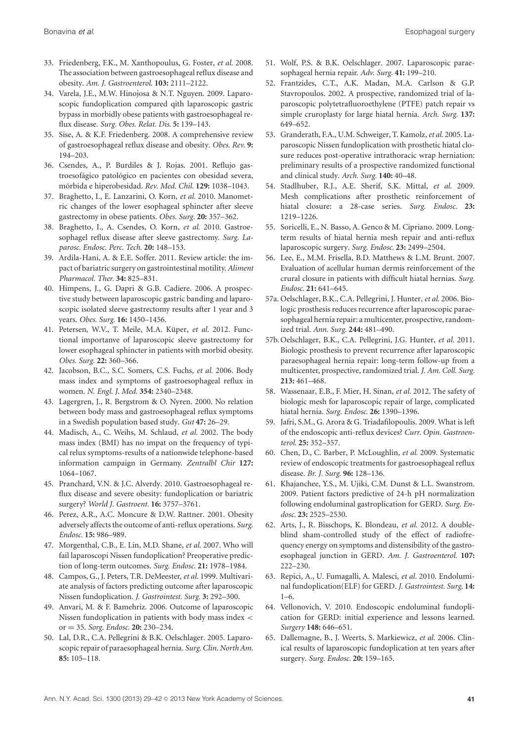33. Friedenberg, F.K., M. Xanthopoulus, G. Foster, *et al.* 2008. The association between gastroesophageal reflux disease and obesity. *Am. J. Gastroenterol.* **103:** 2111–2122.
34. Varela, J.E., M.W. Hinojosa & N.T. Nguyen. 2009. Laparoscopic fundoplication compared qith laparoscopic gastric bypass in morbidly obese patients with gastroesophageal reflux disease. *Surg. Obes. Relat. Dis.* **5:** 139–143.
35. Sise, A. & K.F. Friedenberg. 2008. A comprehensive review of gastroesophageal reflux disease and obesity. *Obes. Rev.* **9:** 194–203.
36. Csendes, A., P. Burdiles & J. Rojas. 2001. Reflujo gastroesofágico patológico en pacientes con obesidad severa, mórbida e hiperobesidad. *Rev. Med. Chil.* **129:** 1038–1043.
37. Braghetto, I., E. Lanzarini, O. Korn, *et al.* 2010. Manometric changes of the lower esophageal sphincter after sleeve gastrectomy in obese patients. *Obes. Surg.* **20:** 357–362.
38. Braghetto, I., A. Csendes, O. Korn, *et al.* 2010. Gastroesophagel reflux disease after sleeve gastrectomy. *Surg. Laparosc. Endosc. Perc. Tech.* **20:** 148–153.
39. Ardila-Hani, A. & E.E. Soffer. 2011. Review article: the impact of bariatric surgery on gastrointestinal motility. *Aliment Pharmacol. Ther.* **34:** 825–831.
40. Himpens, J., G. Dapri & G.B. Cadiere. 2006. A prospective study between laparoscopic gastric banding and laparoscopic isolated sleeve gastrectomy results after 1 year and 3 years. *Obes. Surg.* **16:** 1450–1456.
41. Petersen, W.V., T. Meile, M.A. Küper, *et al.* 2012. Functional importanve of laparoscopic sleeve gastrectomy for lower esophageal sphincter in patients with morbid obesity. *Obes. Surg.* **22:** 360–366.
42. Jacobson, B.C., S.C. Somers, C.S. Fuchs, *et al.* 2006. Body mass index and symptoms of gastroesophageal reflux in women. *N. Engl. J. Med.* **354:** 2340–2348.
43. Lagergren, J., R. Bergstrom & O. Nyren. 2000. No relation between body mass and gastroesophageal reflux symptoms in a Swedish population based study. *Gut* **47:** 26–29.
44. Madisch, A., C. Weihs, M. Schlaud, *et al.* 2002. The body mass index (BMI) has no impat on the frequency of typical relux symptoms-results of a nationwide telephone-based information campaign in Germany. *Zentralbl Chir* **127:** 1064–1067.
45. Pranchard, V.N. & J.C. Alverdy. 2010. Gastroesophageal reflux disease and severe obesity: fundoplication or bariatric surgery? *World J. Gastroent.* **16:** 3757–3761.
46. Perez, A.R., A.C. Moncure & D.W. Rattner. 2001. Obesity adversely affects the outcome of anti-reflux operations. *Surg. Endosc.* **15:** 986–989.
47. Morgenthal, C.B., E. Lin, M.D. Shane, *et al.* 2007. Who will fail laparoscopi Nissen fundoplication? Preoperative prediction of long-term outcomes. *Surg. Endosc.* **21:** 1978–1984.
48. Campos, G., J. Peters, T.R. DeMeester, *et al.* 1999. Multivariate analysis of factors predicting outcome after laparoscopic Nissen fundoplication. *J. Gastrointest. Surg.* **3:** 292–300.
49. Anvari, M. & F. Bamehriz. 2006. Outcome of laparoscopic Nissen fundoplication in patients with body mass index < or = 35. *Sorg. Endosc.* **20:** 230–234.
50. Lal, D.R., C.A. Pellegrini & B.K. Oelschlager. 2005. Laparoscopic repair of paraesophageal hernia. *Surg. Clin. North Am.* **85:** 105–118.
51. Wolf, P.S. & B.K. Oelschlager. 2007. Laparoscopic paraesophageal hernia repair. *Adv. Surg.* **41:** 199–210.
52. Frantzides, C.T., A.K. Madan, M.A. Carlson & G.P. Stavropoulos. 2002. A prospective, randomized trial of laparoscopic polytetrafluoroethylene (PTFE) patch repair vs simple cruroplasty for large hiatal hernia. *Arch. Surg.* **137:** 649–652.
53. Granderath, F.A., U.M. Schweiger, T. Kamolz, *et al.* 2005. Laparoscopic Nissen fundoplication with prosthetic hiatal closure reduces post-operative intrathoracic wrap herniation: preliminary results of a prospective randomized functional and clinical study. *Arch. Surg.* **140:** 40–48.
54. Stadlhuber, R.J., A.E. Sherif, S.K. Mittal, *et al.* 2009. Mesh complications after prosthetic reinforcement of hiatal closure: a 28-case series. *Surg. Endosc.* **23:** 1219–1226.
55. Soricelli, E., N. Basso, A. Genco & M. Cipriano. 2009. Long-term results of hiatal hernia mesh repair and anti-reflux laparoscopic surgery. *Surg. Endosc.* **23:** 2499–2504.
56. Lee, E., M.M. Frisella, B.D. Matthews & L.M. Brunt. 2007. Evaluation of acellular human dermis reinforcement of the crural closure in patients with difficult hiatal hernias. *Surg. Endosc.* **21:** 641–645.

57a. Oelschlager, B.K., C.A. Pellegrini, J. Hunter, *et al.* 2006. Biologic prosthesis reduces recurrence after laparoscopic paraesophageal hernia repair: a multicenter, prospective, randomized trial. *Ann. Surg.* **244:** 481–490.

57b. Oelschlager, B.K., C.A. Pellegrini, J.G. Hunter, *et al.* 2011. Biologic prosthesis to prevent recurrence after laparoscopic paraesophageal hernia repair: long-term follow-up from a multicenter, prospective, randomized trial. *J. Am. Coll. Surg.* **213:** 461–468.

58. Wassenaar, E.B., F. Mier, H. Sinan, *et al.* 2012. The safety of biologic mesh for laparoscopic repair of large, complicated hiatal hernia. *Surg. Endosc.* **26:** 1390–1396.
59. Jafri, S.M., G. Arora & G. Triadafilopoulis. 2009. What is left of the endoscopic anti-reflux devices? *Curr. Opin. Gastroenterol.* **25:** 352–357.
60. Chen, D., C. Barber, P. McLoughlin, *et al.* 2009. Systematic review of endoscopic treatments for gastroesophageal reflux disease. *Br. J. Surg.* **96:** 128–136.
61. Khajanchee, Y.S., M. Ujiki, C.M. Dunst & L.L. Swanstrom. 2009. Patient factors predictive of 24-h pH normalization following endoluminal gastroplication for GERD. *Surg. Endosc.* **23:** 2525–2530.
62. Arts, J., R. Bisschops, K. Blondeau, *et al.* 2012. A double-blind sham-controlled study of the effect of radiofrequency energy on symptoms and distensibility of the gastro-esophageal junction in GERD. *Am. J. Gastroenterol.* **107:** 222–230.
63. Repici, A., U. Fumagalli, A. Malesci, *et al.* 2010. Endoluminal fundoplication(ELF) for GERD. *J. Gastrointest. Surg.* **14:** 1–6.
64. Vellonovich, V. 2010. Endoscopic endoluminal fundoplication for GERD: initial experience and lessons learned. *Surgery* **148:** 646–651.
65. Dallemagne, B., J. Weerts, S. Markiewicz, *et al.* 2006. Clinical results of laparoscopic fundoplication at ten years after surgery. *Surg. Endosc.* **20:** 159–165.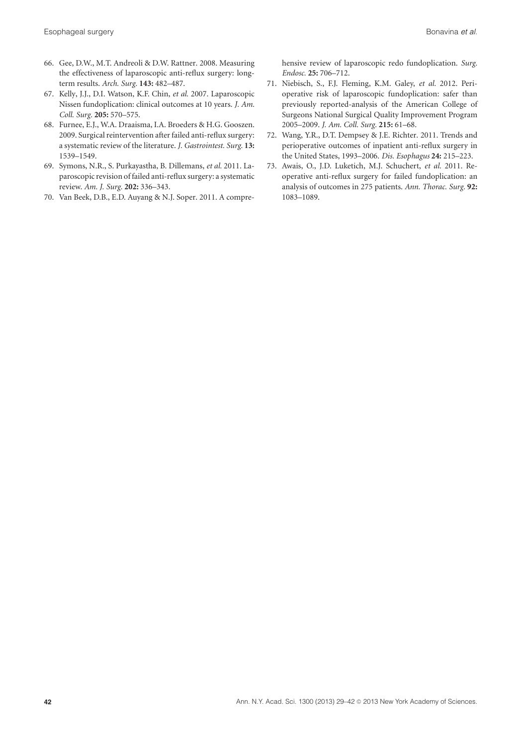66. Gee, D.W., M.T. Andreoli & D.W. Rattner. 2008. Measuring the effectiveness of laparoscopic anti-reflux surgery: long-term results. *Arch. Surg.* **143:** 482–487.
67. Kelly, J.J., D.I. Watson, K.F. Chin, *et al.* 2007. Laparoscopic Nissen fundoplication: clinical outcomes at 10 years. *J. Am. Coll. Surg.* **205:** 570–575.
68. Furnee, E.J., W.A. Draaisma, I.A. Broeders & H.G. Gooszen. 2009. Surgical reintervention after failed anti-reflux surgery: a systematic review of the literature. *J. Gastrointest. Surg.* **13:** 1539–1549.
69. Symons, N.R., S. Purkayastha, B. Dillemans, *et al.* 2011. Laparoscopic revision of failed anti-reflux surgery: a systematic review. *Am. J. Surg.* **202:** 336–343.
70. Van Beek, D.B., E.D. Auyang & N.J. Soper. 2011. A comprehensive review of laparoscopic redo fundoplication. *Surg. Endosc.* **25:** 706–712.
71. Niebisch, S., F.J. Fleming, K.M. Galey, *et al.* 2012. Perioperative risk of laparoscopic fundoplication: safer than previously reported-analysis of the American College of Surgeons National Surgical Quality Improvement Program 2005–2009. *J. Am. Coll. Surg.* **215:** 61–68.
72. Wang, Y.R., D.T. Dempsey & J.E. Richter. 2011. Trends and perioperative outcomes of inpatient anti-reflux surgery in the United States, 1993–2006. *Dis. Esophagus* **24:** 215–223.
73. Awais, O., J.D. Luketich, M.J. Schuchert, *et al.* 2011. Reoperative anti-reflux surgery for failed fundoplication: an analysis of outcomes in 275 patients. *Ann. Thorac. Surg.* **92:** 1083–1089.